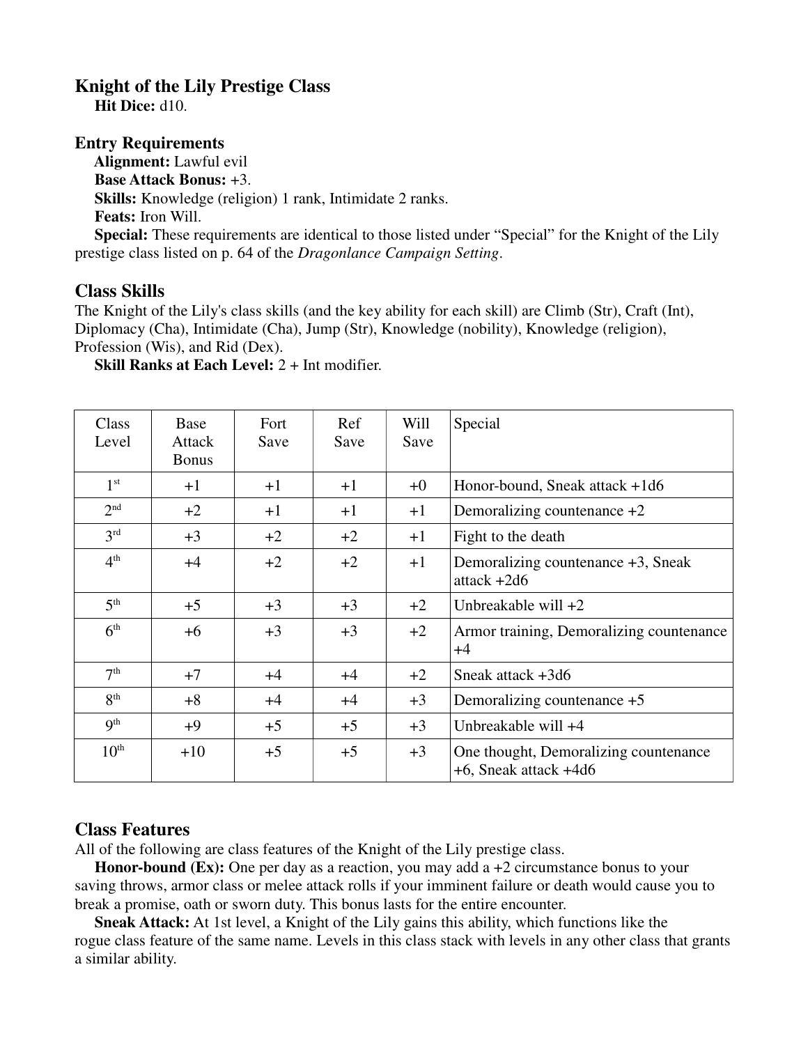## Knight of the Lily Prestige Class

**Hit Dice:** d10.

### Entry Requirements

**Alignment:** Lawful evil

**Base Attack Bonus:** +3.

**Skills:** Knowledge (religion) 1 rank, Intimidate 2 ranks.

**Feats:** Iron Will.

**Special:** These requirements are identical to those listed under "Special" for the Knight of the Lily prestige class listed on p. 64 of the *Dragonlance Campaign Setting*.

### Class Skills

The Knight of the Lily's class skills (and the key ability for each skill) are Climb (Str), Craft (Int), Diplomacy (Cha), Intimidate (Cha), Jump (Str), Knowledge (nobility), Knowledge (religion), Profession (Wis), and Rid (Dex).

**Skill Ranks at Each Level:** 2 + Int modifier.

| Class Level | Base Attack Bonus | Fort Save | Ref Save | Will Save | Special |
|---|---|---|---|---|---|
| 1st | +1 | +1 | +1 | +0 | Honor-bound, Sneak attack +1d6 |
| 2nd | +2 | +1 | +1 | +1 | Demoralizing countenance +2 |
| 3rd | +3 | +2 | +2 | +1 | Fight to the death |
| 4th | +4 | +2 | +2 | +1 | Demoralizing countenance +3, Sneak attack +2d6 |
| 5th | +5 | +3 | +3 | +2 | Unbreakable will +2 |
| 6th | +6 | +3 | +3 | +2 | Armor training, Demoralizing countenance +4 |
| 7th | +7 | +4 | +4 | +2 | Sneak attack +3d6 |
| 8th | +8 | +4 | +4 | +3 | Demoralizing countenance +5 |
| 9th | +9 | +5 | +5 | +3 | Unbreakable will +4 |
| 10th | +10 | +5 | +5 | +3 | One thought, Demoralizing countenance +6, Sneak attack +4d6 |

### Class Features

All of the following are class features of the Knight of the Lily prestige class.

**Honor-bound (Ex):** One per day as a reaction, you may add a +2 circumstance bonus to your saving throws, armor class or melee attack rolls if your imminent failure or death would cause you to break a promise, oath or sworn duty. This bonus lasts for the entire encounter.

**Sneak Attack:** At 1st level, a Knight of the Lily gains this ability, which functions like the rogue class feature of the same name. Levels in this class stack with levels in any other class that grants a similar ability.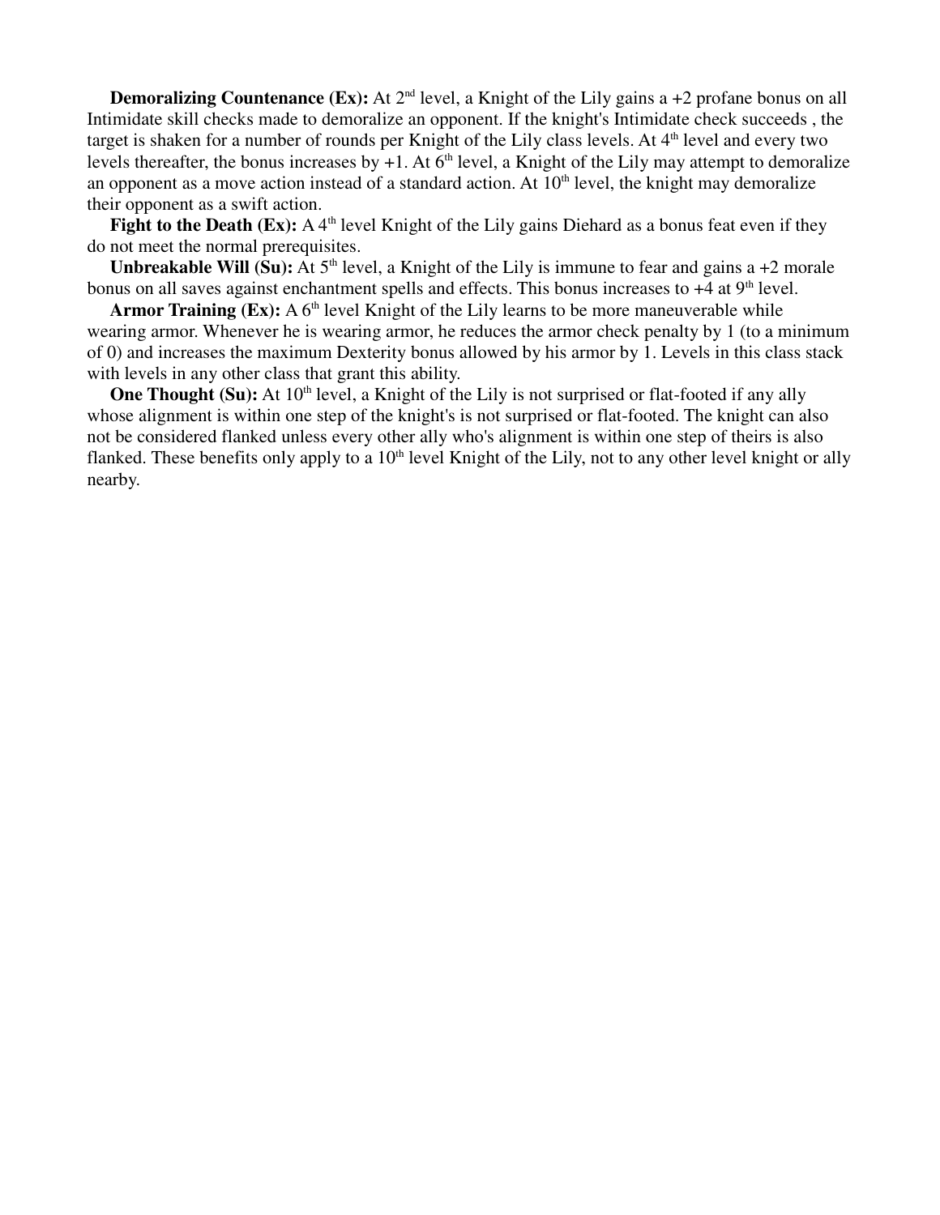**Demoralizing Countenance (Ex):** At 2nd level, a Knight of the Lily gains a +2 profane bonus on all Intimidate skill checks made to demoralize an opponent. If the knight's Intimidate check succeeds , the target is shaken for a number of rounds per Knight of the Lily class levels. At 4th level and every two levels thereafter, the bonus increases by +1. At 6th level, a Knight of the Lily may attempt to demoralize an opponent as a move action instead of a standard action. At 10th level, the knight may demoralize their opponent as a swift action.

**Fight to the Death (Ex):** A 4th level Knight of the Lily gains Diehard as a bonus feat even if they do not meet the normal prerequisites.

**Unbreakable Will (Su):** At 5th level, a Knight of the Lily is immune to fear and gains a +2 morale bonus on all saves against enchantment spells and effects. This bonus increases to +4 at 9th level.

**Armor Training (Ex):** A 6th level Knight of the Lily learns to be more maneuverable while wearing armor. Whenever he is wearing armor, he reduces the armor check penalty by 1 (to a minimum of 0) and increases the maximum Dexterity bonus allowed by his armor by 1. Levels in this class stack with levels in any other class that grant this ability.

**One Thought (Su):** At 10th level, a Knight of the Lily is not surprised or flat-footed if any ally whose alignment is within one step of the knight's is not surprised or flat-footed. The knight can also not be considered flanked unless every other ally who's alignment is within one step of theirs is also flanked. These benefits only apply to a 10th level Knight of the Lily, not to any other level knight or ally nearby.